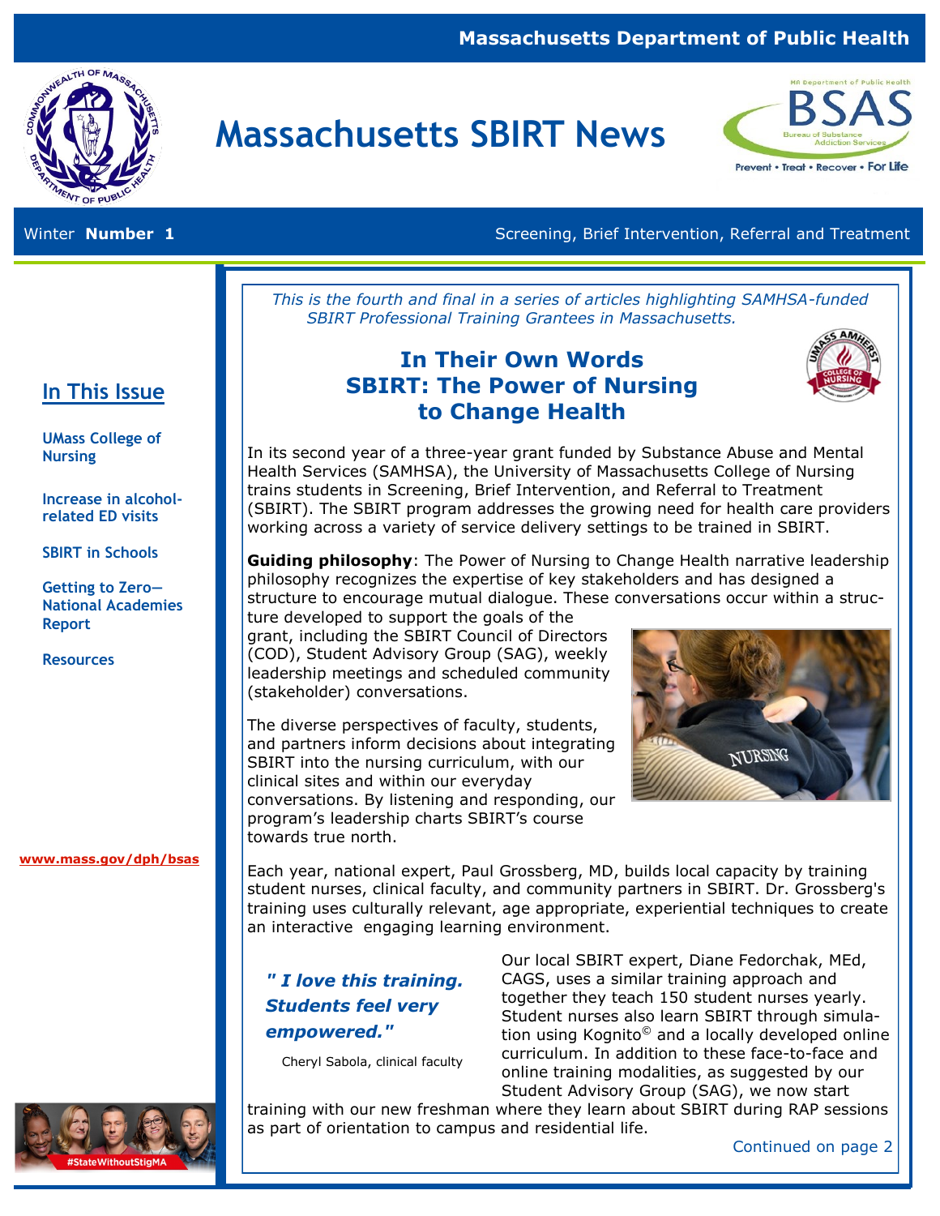Massachusetts Department of Public Health

# Massachusetts SBIRT News

Winter **Number 1**

Screening, Brief Intervention, Referral and Treatment

## In This Issue

- UMass College of Nursing
- Increase in alcohol-related ED visits
- SBIRT in Schools
- Getting to Zero—National Academies Report
- Resources

www.mass.gov/dph/bsas

*This is the fourth and final in a series of articles highlighting SAMHSA-funded SBIRT Professional Training Grantees in Massachusetts.*

## In Their Own Words SBIRT: The Power of Nursing to Change Health

In its second year of a three-year grant funded by Substance Abuse and Mental Health Services (SAMHSA), the University of Massachusetts College of Nursing trains students in Screening, Brief Intervention, and Referral to Treatment (SBIRT). The SBIRT program addresses the growing need for health care providers working across a variety of service delivery settings to be trained in SBIRT.

**Guiding philosophy**: The Power of Nursing to Change Health narrative leadership philosophy recognizes the expertise of key stakeholders and has designed a structure to encourage mutual dialogue. These conversations occur within a structure developed to support the goals of the grant, including the SBIRT Council of Directors (COD), Student Advisory Group (SAG), weekly leadership meetings and scheduled community (stakeholder) conversations.

The diverse perspectives of faculty, students, and partners inform decisions about integrating SBIRT into the nursing curriculum, with our clinical sites and within our everyday conversations. By listening and responding, our program's leadership charts SBIRT's course towards true north.

Each year, national expert, Paul Grossberg, MD, builds local capacity by training student nurses, clinical faculty, and community partners in SBIRT. Dr. Grossberg's training uses culturally relevant, age appropriate, experiential techniques to create an interactive engaging learning environment.

> ***" I love this training. Students feel very empowered."***
>
> Cheryl Sabola, clinical faculty

Our local SBIRT expert, Diane Fedorchak, MEd, CAGS, uses a similar training approach and together they teach 150 student nurses yearly. Student nurses also learn SBIRT through simulation using Kognito© and a locally developed online curriculum. In addition to these face-to-face and online training modalities, as suggested by our Student Advisory Group (SAG), we now start training with our new freshman where they learn about SBIRT during RAP sessions as part of orientation to campus and residential life.

Continued on page 2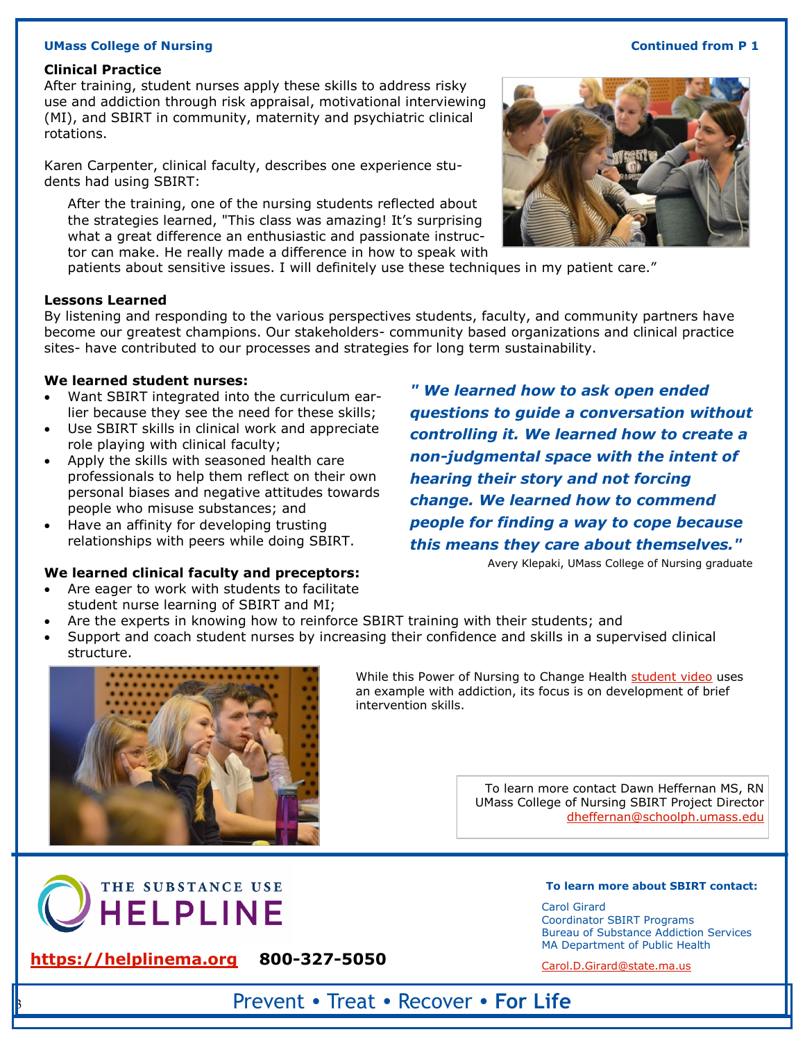UMass College of Nursing — Continued from P 1

### Clinical Practice

After training, student nurses apply these skills to address risky use and addiction through risk appraisal, motivational interviewing (MI), and SBIRT in community, maternity and psychiatric clinical rotations.

Karen Carpenter, clinical faculty, describes one experience students had using SBIRT:

> After the training, one of the nursing students reflected about the strategies learned, "This class was amazing! It's surprising what a great difference an enthusiastic and passionate instructor can make. He really made a difference in how to speak with patients about sensitive issues. I will definitely use these techniques in my patient care."

### Lessons Learned

By listening and responding to the various perspectives students, faculty, and community partners have become our greatest champions. Our stakeholders- community based organizations and clinical practice sites- have contributed to our processes and strategies for long term sustainability.

**We learned student nurses:**

- Want SBIRT integrated into the curriculum earlier because they see the need for these skills;
- Use SBIRT skills in clinical work and appreciate role playing with clinical faculty;
- Apply the skills with seasoned health care professionals to help them reflect on their own personal biases and negative attitudes towards people who misuse substances; and
- Have an affinity for developing trusting relationships with peers while doing SBIRT.

***" We learned how to ask open ended questions to guide a conversation without controlling it. We learned how to create a non-judgmental space with the intent of hearing their story and not forcing change. We learned how to commend people for finding a way to cope because this means they care about themselves."***

Avery Klepaki, UMass College of Nursing graduate

**We learned clinical faculty and preceptors:**

- Are eager to work with students to facilitate student nurse learning of SBIRT and MI;
- Are the experts in knowing how to reinforce SBIRT training with their students; and
- Support and coach student nurses by increasing their confidence and skills in a supervised clinical structure.

While this Power of Nursing to Change Health student video uses an example with addiction, its focus is on development of brief intervention skills.

To learn more contact Dawn Heffernan MS, RN
UMass College of Nursing SBIRT Project Director
dheffernan@schoolph.umass.edu

THE SUBSTANCE USE HELPLINE

https://helplinema.org 800-327-5050

**To learn more about SBIRT contact:**

Carol Girard
Coordinator SBIRT Programs
Bureau of Substance Addiction Services
MA Department of Public Health

Carol.D.Girard@state.ma.us

Prevent • Treat • Recover • **For Life**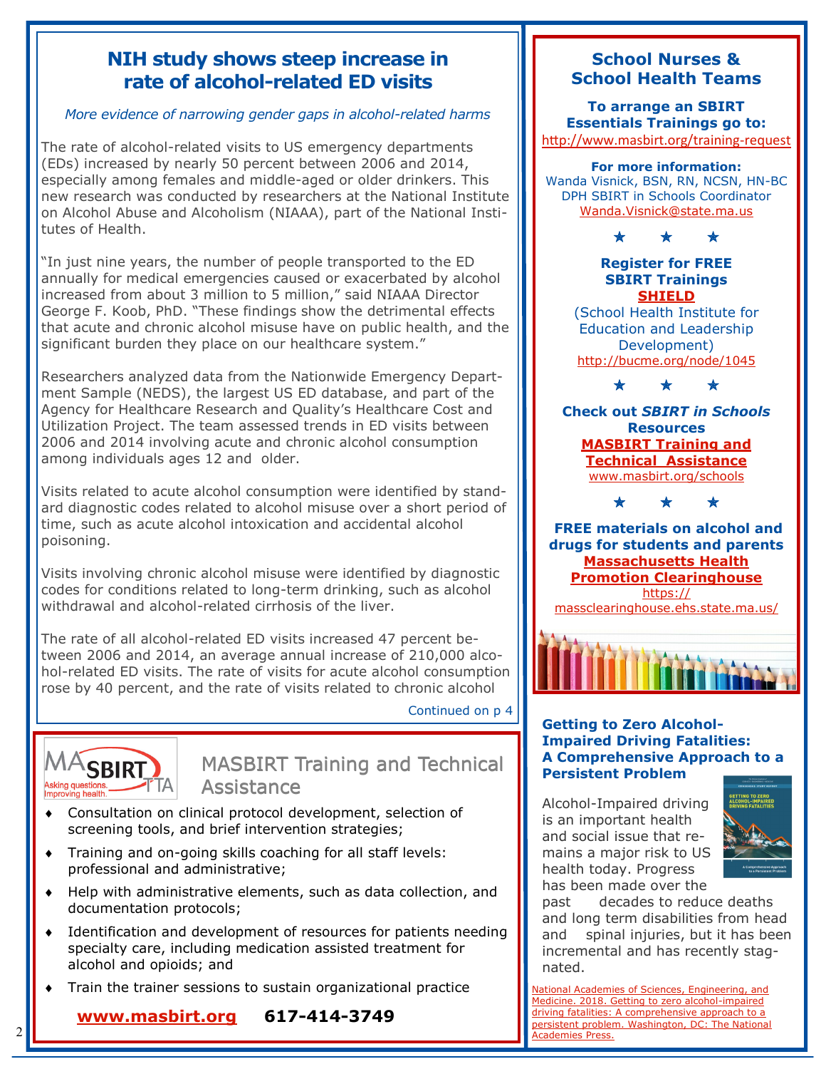## NIH study shows steep increase in rate of alcohol-related ED visits

*More evidence of narrowing gender gaps in alcohol-related harms*

The rate of alcohol-related visits to US emergency departments (EDs) increased by nearly 50 percent between 2006 and 2014, especially among females and middle-aged or older drinkers. This new research was conducted by researchers at the National Institute on Alcohol Abuse and Alcoholism (NIAAA), part of the National Institutes of Health.

"In just nine years, the number of people transported to the ED annually for medical emergencies caused or exacerbated by alcohol increased from about 3 million to 5 million," said NIAAA Director George F. Koob, PhD. "These findings show the detrimental effects that acute and chronic alcohol misuse have on public health, and the significant burden they place on our healthcare system."

Researchers analyzed data from the Nationwide Emergency Department Sample (NEDS), the largest US ED database, and part of the Agency for Healthcare Research and Quality's Healthcare Cost and Utilization Project. The team assessed trends in ED visits between 2006 and 2014 involving acute and chronic alcohol consumption among individuals ages 12 and older.

Visits related to acute alcohol consumption were identified by standard diagnostic codes related to alcohol misuse over a short period of time, such as acute alcohol intoxication and accidental alcohol poisoning.

Visits involving chronic alcohol misuse were identified by diagnostic codes for conditions related to long-term drinking, such as alcohol withdrawal and alcohol-related cirrhosis of the liver.

The rate of all alcohol-related ED visits increased 47 percent between 2006 and 2014, an average annual increase of 210,000 alcohol-related ED visits. The rate of visits for acute alcohol consumption rose by 40 percent, and the rate of visits related to chronic alcohol

Continued on p 4

## MASBIRT Training and Technical Assistance

- Consultation on clinical protocol development, selection of screening tools, and brief intervention strategies;
- Training and on-going skills coaching for all staff levels: professional and administrative;
- Help with administrative elements, such as data collection, and documentation protocols;
- Identification and development of resources for patients needing specialty care, including medication assisted treatment for alcohol and opioids; and
- Train the trainer sessions to sustain organizational practice

**www.masbirt.org** **617-414-3749**

## School Nurses & School Health Teams

**To arrange an SBIRT Essentials Trainings go to:**
http://www.masbirt.org/training-request

**For more information:**
Wanda Visnick, BSN, RN, NCSN, HN-BC
DPH SBIRT in Schools Coordinator
Wanda.Visnick@state.ma.us

★ ★ ★

**Register for FREE SBIRT Trainings**
**SHIELD**
(School Health Institute for Education and Leadership Development)
http://bucme.org/node/1045

★ ★ ★

**Check out *SBIRT in Schools* Resources**
**MASBIRT Training and Technical Assistance**
www.masbirt.org/schools

★ ★ ★

**FREE materials on alcohol and drugs for students and parents**
**Massachusetts Health Promotion Clearinghouse**
https://massclearinghouse.ehs.state.ma.us/

### Getting to Zero Alcohol-Impaired Driving Fatalities: A Comprehensive Approach to a Persistent Problem

Alcohol-Impaired driving is an important health and social issue that remains a major risk to US health today. Progress has been made over the past decades to reduce deaths and long term disabilities from head and spinal injuries, but it has been incremental and has recently stagnated.

National Academies of Sciences, Engineering, and Medicine. 2018. Getting to zero alcohol-impaired driving fatalities: A comprehensive approach to a persistent problem. Washington, DC: The National Academies Press.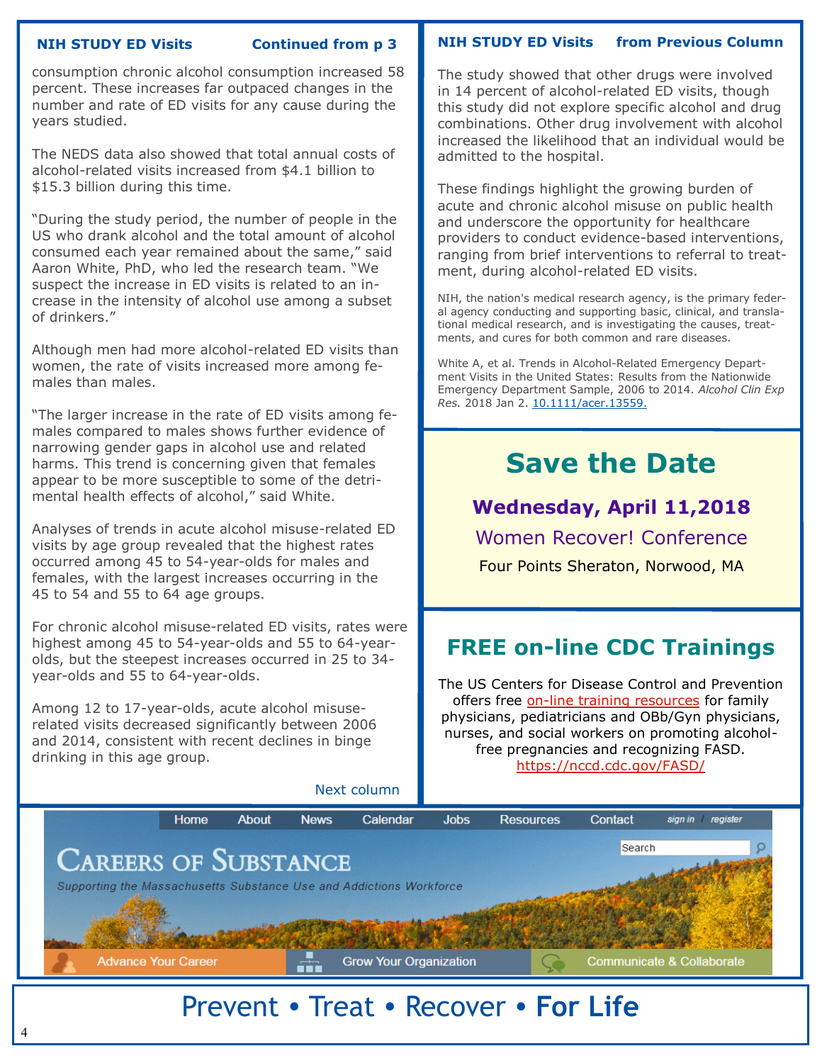**NIH STUDY ED Visits** **Continued from p 3**

consumption chronic alcohol consumption increased 58 percent. These increases far outpaced changes in the number and rate of ED visits for any cause during the years studied.

The NEDS data also showed that total annual costs of alcohol-related visits increased from $4.1 billion to $15.3 billion during this time.

"During the study period, the number of people in the US who drank alcohol and the total amount of alcohol consumed each year remained about the same," said Aaron White, PhD, who led the research team. "We suspect the increase in ED visits is related to an increase in the intensity of alcohol use among a subset of drinkers."

Although men had more alcohol-related ED visits than women, the rate of visits increased more among females than males.

"The larger increase in the rate of ED visits among females compared to males shows further evidence of narrowing gender gaps in alcohol use and related harms. This trend is concerning given that females appear to be more susceptible to some of the detrimental health effects of alcohol," said White.

Analyses of trends in acute alcohol misuse-related ED visits by age group revealed that the highest rates occurred among 45 to 54-year-olds for males and females, with the largest increases occurring in the 45 to 54 and 55 to 64 age groups.

For chronic alcohol misuse-related ED visits, rates were highest among 45 to 54-year-olds and 55 to 64-year-olds, but the steepest increases occurred in 25 to 34-year-olds and 55 to 64-year-olds.

Among 12 to 17-year-olds, acute alcohol misuse-related visits decreased significantly between 2006 and 2014, consistent with recent declines in binge drinking in this age group.

Next column

**NIH STUDY ED Visits** **from Previous Column**

The study showed that other drugs were involved in 14 percent of alcohol-related ED visits, though this study did not explore specific alcohol and drug combinations. Other drug involvement with alcohol increased the likelihood that an individual would be admitted to the hospital.

These findings highlight the growing burden of acute and chronic alcohol misuse on public health and underscore the opportunity for healthcare providers to conduct evidence-based interventions, ranging from brief interventions to referral to treatment, during alcohol-related ED visits.

NIH, the nation's medical research agency, is the primary federal agency conducting and supporting basic, clinical, and translational medical research, and is investigating the causes, treatments, and cures for both common and rare diseases.

White A, et al. Trends in Alcohol-Related Emergency Department Visits in the United States: Results from the Nationwide Emergency Department Sample, 2006 to 2014. *Alcohol Clin Exp Res.* 2018 Jan 2. 10.1111/acer.13559.

## Save the Date

**Wednesday, April 11,2018**

Women Recover! Conference

Four Points Sheraton, Norwood, MA

## FREE on-line CDC Trainings

The US Centers for Disease Control and Prevention offers free on-line training resources for family physicians, pediatricians and OBb/Gyn physicians, nurses, and social workers on promoting alcohol-free pregnancies and recognizing FASD.
https://nccd.cdc.gov/FASD/

Home | About | News | Calendar | Jobs | Resources | Contact | sign in / register

Search

CAREERS OF SUBSTANCE

*Supporting the Massachusetts Substance Use and Addictions Workforce*

Advance Your Career | Grow Your Organization | Communicate & Collaborate

Prevent • Treat • Recover • **For Life**